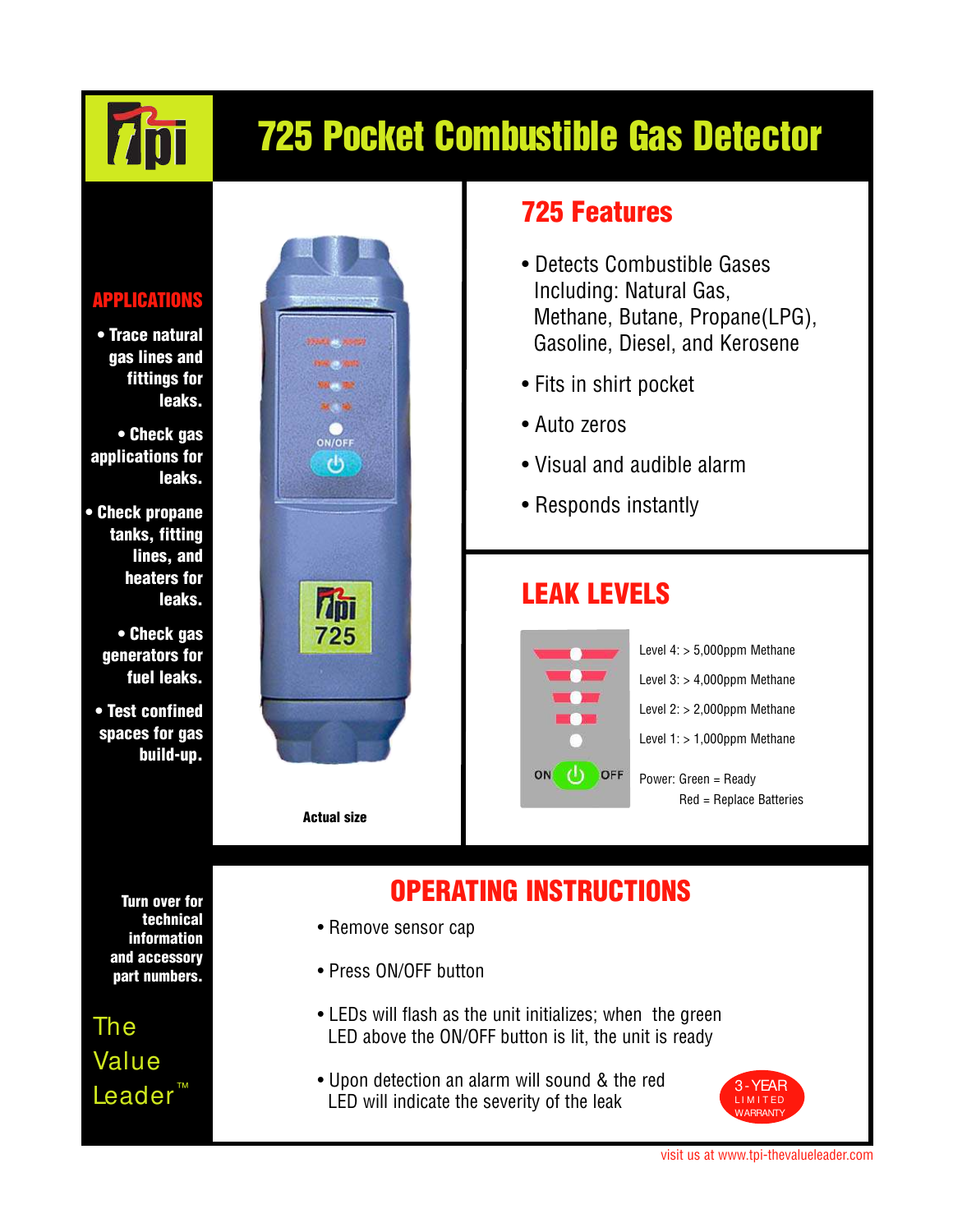# 725 Pocket Combustible Gas Detector

## APPLICATIONS

- Trace natural gas lines and fittings for leaks.
- Check gas applications for leaks.
- Check propane tanks, fitting lines, and heaters for leaks.
- Check gas generators for fuel leaks.
- Test confined spaces for gas build-up.

Actual size

## 725 Features

- Detects Combustible Gases Including: Natural Gas, Methane, Butane, Propane(LPG), Gasoline, Diesel, and Kerosene
- Fits in shirt pocket
- Auto zeros
- Visual and audible alarm
- Responds instantly

## LEAK LEVELS

Level 4: > 5,000ppm Methane

Level 3: > 4,000ppm Methane

Level 2: > 2,000ppm Methane

Level 1: > 1,000ppm Methane

Power: Green = Ready
Red = Replace Batteries

## OPERATING INSTRUCTIONS

- Remove sensor cap
- Press ON/OFF button
- LEDs will flash as the unit initializes; when the green LED above the ON/OFF button is lit, the unit is ready
- Upon detection an alarm will sound & the red LED will indicate the severity of the leak

3-YEAR LIMITED WARRANTY

**Turn over for technical information and accessory part numbers.**

The Value Leader™

visit us at www.tpi-thevalueleader.com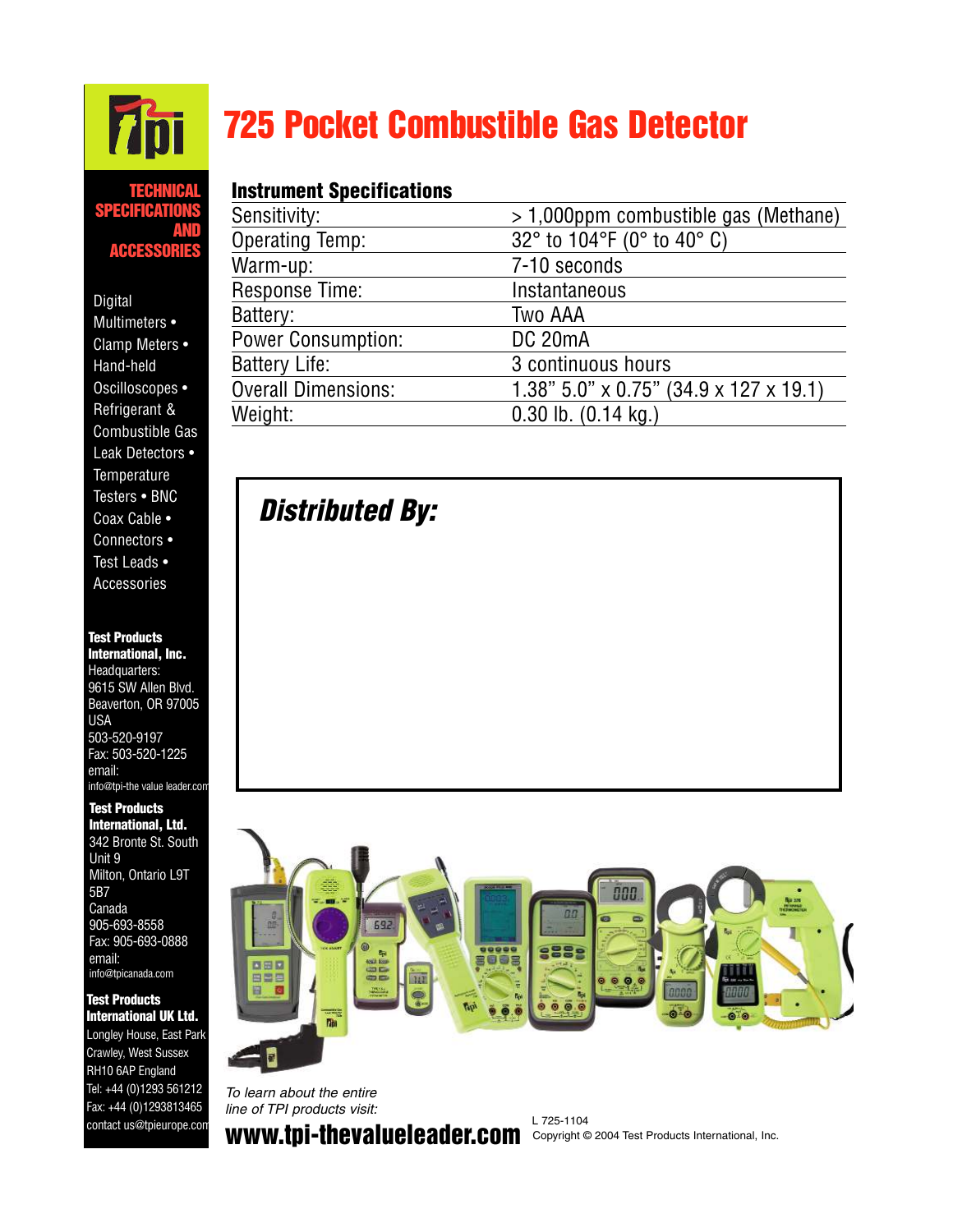# 725 Pocket Combustible Gas Detector

**TECHNICAL SPECIFICATIONS AND ACCESSORIES**

Digital Multimeters • Clamp Meters • Hand-held Oscilloscopes • Refrigerant & Combustible Gas Leak Detectors • Temperature Testers • BNC Coax Cable • Connectors • Test Leads • Accessories

**Test Products International, Inc.**
Headquarters:
9615 SW Allen Blvd.
Beaverton, OR 97005
USA
503-520-9197
Fax: 503-520-1225
email:
info@tpi-the value leader.com

**Test Products International, Ltd.**
342 Bronte St. South
Unit 9
Milton, Ontario L9T 5B7
Canada
905-693-8558
Fax: 905-693-0888
email:
info@tpicanada.com

**Test Products International UK Ltd.**
Longley House, East Park
Crawley, West Sussex
RH10 6AP England
Tel: +44 (0)1293 561212
Fax: +44 (0)1293813465
contact us@tpieurope.com

## Instrument Specifications

| | |
|---|---|
| Sensitivity: | > 1,000ppm combustible gas (Methane) |
| Operating Temp: | 32° to 104°F (0° to 40° C) |
| Warm-up: | 7-10 seconds |
| Response Time: | Instantaneous |
| Battery: | Two AAA |
| Power Consumption: | DC 20mA |
| Battery Life: | 3 continuous hours |
| Overall Dimensions: | 1.38" 5.0" x 0.75" (34.9 x 127 x 19.1) |
| Weight: | 0.30 lb. (0.14 kg.) |

***Distributed By:***

*To learn about the entire line of TPI products visit:*

**www.tpi-thevalueleader.com**

L 725-1104
Copyright © 2004 Test Products International, Inc.